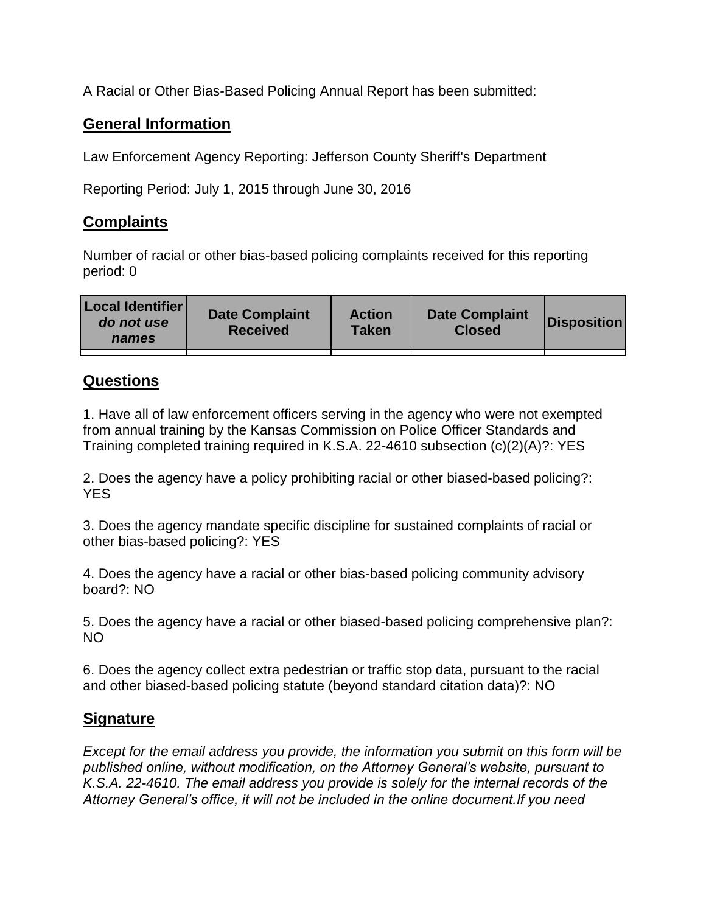A Racial or Other Bias-Based Policing Annual Report has been submitted:

## General Information

Law Enforcement Agency Reporting: Jefferson County Sheriff's Department

Reporting Period: July 1, 2015 through June 30, 2016

## Complaints

Number of racial or other bias-based policing complaints received for this reporting period: 0

| **Local Identifier** ***do not use names*** | **Date Complaint Received** | **Action Taken** | **Date Complaint Closed** | **Disposition** |
|---|---|---|---|---|
| | | | | |

## Questions

1. Have all of law enforcement officers serving in the agency who were not exempted from annual training by the Kansas Commission on Police Officer Standards and Training completed training required in K.S.A. 22-4610 subsection (c)(2)(A)?: YES

2. Does the agency have a policy prohibiting racial or other biased-based policing?: YES

3. Does the agency mandate specific discipline for sustained complaints of racial or other bias-based policing?: YES

4. Does the agency have a racial or other bias-based policing community advisory board?: NO

5. Does the agency have a racial or other biased-based policing comprehensive plan?: NO

6. Does the agency collect extra pedestrian or traffic stop data, pursuant to the racial and other biased-based policing statute (beyond standard citation data)?: NO

## Signature

*Except for the email address you provide, the information you submit on this form will be published online, without modification, on the Attorney General's website, pursuant to K.S.A. 22-4610. The email address you provide is solely for the internal records of the Attorney General's office, it will not be included in the online document.If you need*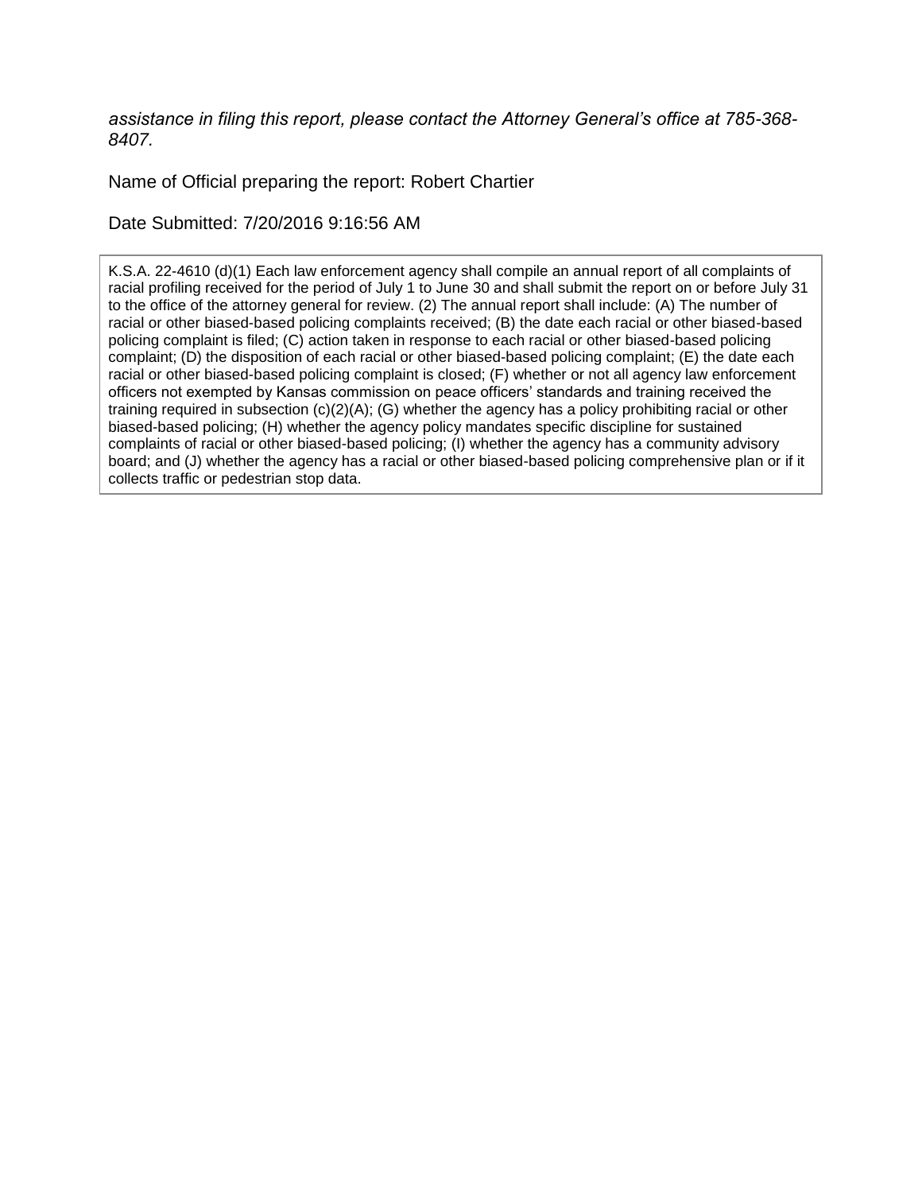*assistance in filing this report, please contact the Attorney General's office at 785-368-8407.*

Name of Official preparing the report: Robert Chartier

Date Submitted: 7/20/2016 9:16:56 AM

K.S.A. 22-4610 (d)(1) Each law enforcement agency shall compile an annual report of all complaints of racial profiling received for the period of July 1 to June 30 and shall submit the report on or before July 31 to the office of the attorney general for review. (2) The annual report shall include: (A) The number of racial or other biased-based policing complaints received; (B) the date each racial or other biased-based policing complaint is filed; (C) action taken in response to each racial or other biased-based policing complaint; (D) the disposition of each racial or other biased-based policing complaint; (E) the date each racial or other biased-based policing complaint is closed; (F) whether or not all agency law enforcement officers not exempted by Kansas commission on peace officers' standards and training received the training required in subsection (c)(2)(A); (G) whether the agency has a policy prohibiting racial or other biased-based policing; (H) whether the agency policy mandates specific discipline for sustained complaints of racial or other biased-based policing; (I) whether the agency has a community advisory board; and (J) whether the agency has a racial or other biased-based policing comprehensive plan or if it collects traffic or pedestrian stop data.